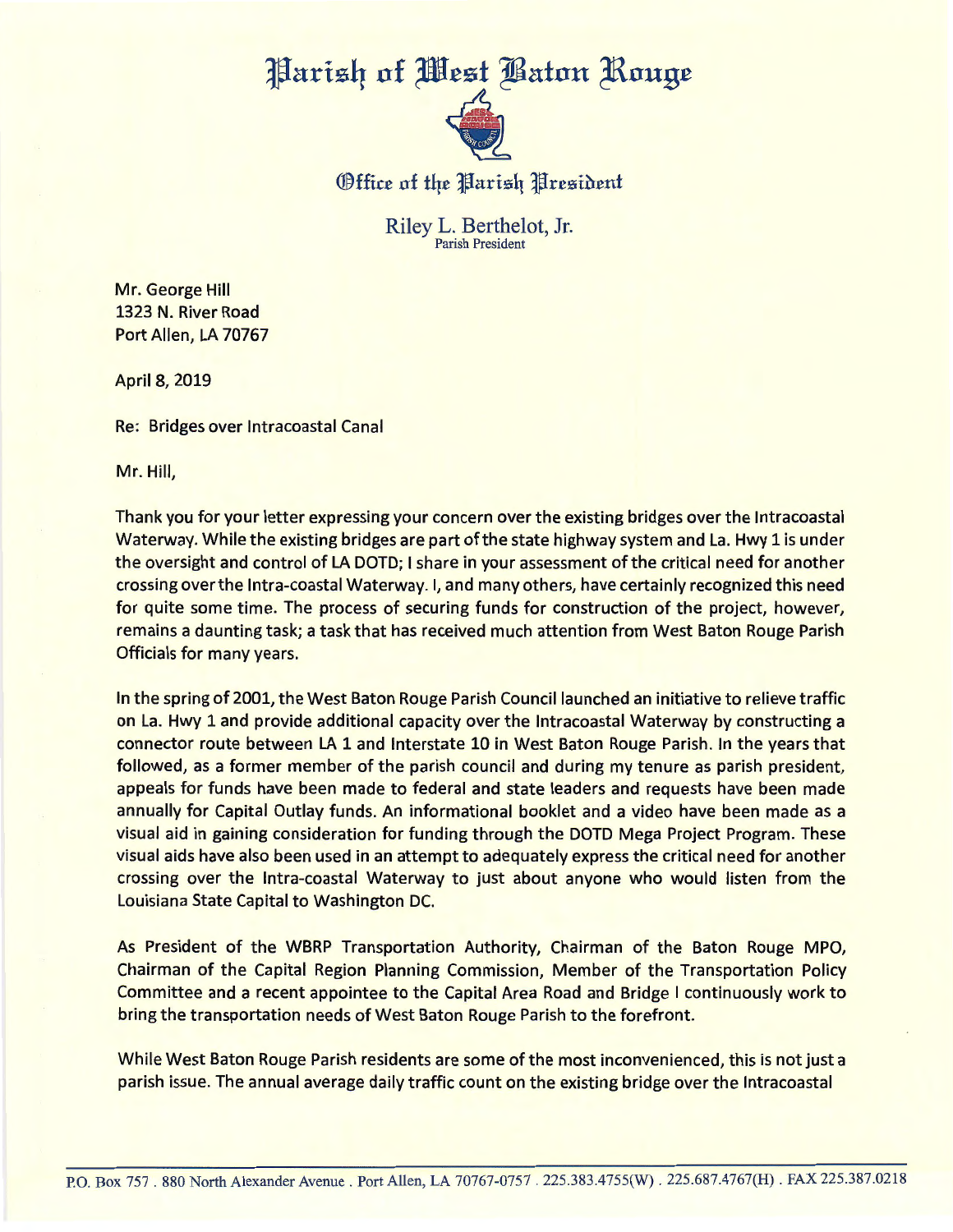# Parish of West Baton Rouge

## Office of the Parish President

Riley L. Berthelot, Jr.
Parish President

Mr. George Hill
1323 N. River Road
Port Allen, LA 70767

April 8, 2019

Re: Bridges over Intracoastal Canal

Mr. Hill,

Thank you for your letter expressing your concern over the existing bridges over the Intracoastal Waterway. While the existing bridges are part of the state highway system and La. Hwy 1 is under the oversight and control of LA DOTD; I share in your assessment of the critical need for another crossing over the Intra-coastal Waterway. I, and many others, have certainly recognized this need for quite some time. The process of securing funds for construction of the project, however, remains a daunting task; a task that has received much attention from West Baton Rouge Parish Officials for many years.

In the spring of 2001, the West Baton Rouge Parish Council launched an initiative to relieve traffic on La. Hwy 1 and provide additional capacity over the Intracoastal Waterway by constructing a connector route between LA 1 and Interstate 10 in West Baton Rouge Parish. In the years that followed, as a former member of the parish council and during my tenure as parish president, appeals for funds have been made to federal and state leaders and requests have been made annually for Capital Outlay funds. An informational booklet and a video have been made as a visual aid in gaining consideration for funding through the DOTD Mega Project Program. These visual aids have also been used in an attempt to adequately express the critical need for another crossing over the Intra-coastal Waterway to just about anyone who would listen from the Louisiana State Capital to Washington DC.

As President of the WBRP Transportation Authority, Chairman of the Baton Rouge MPO, Chairman of the Capital Region Planning Commission, Member of the Transportation Policy Committee and a recent appointee to the Capital Area Road and Bridge I continuously work to bring the transportation needs of West Baton Rouge Parish to the forefront.

While West Baton Rouge Parish residents are some of the most inconvenienced, this is not just a parish issue. The annual average daily traffic count on the existing bridge over the Intracoastal

P.O. Box 757 . 880 North Alexander Avenue . Port Allen, LA 70767-0757 . 225.383.4755(W) . 225.687.4767(H) . FAX 225.387.0218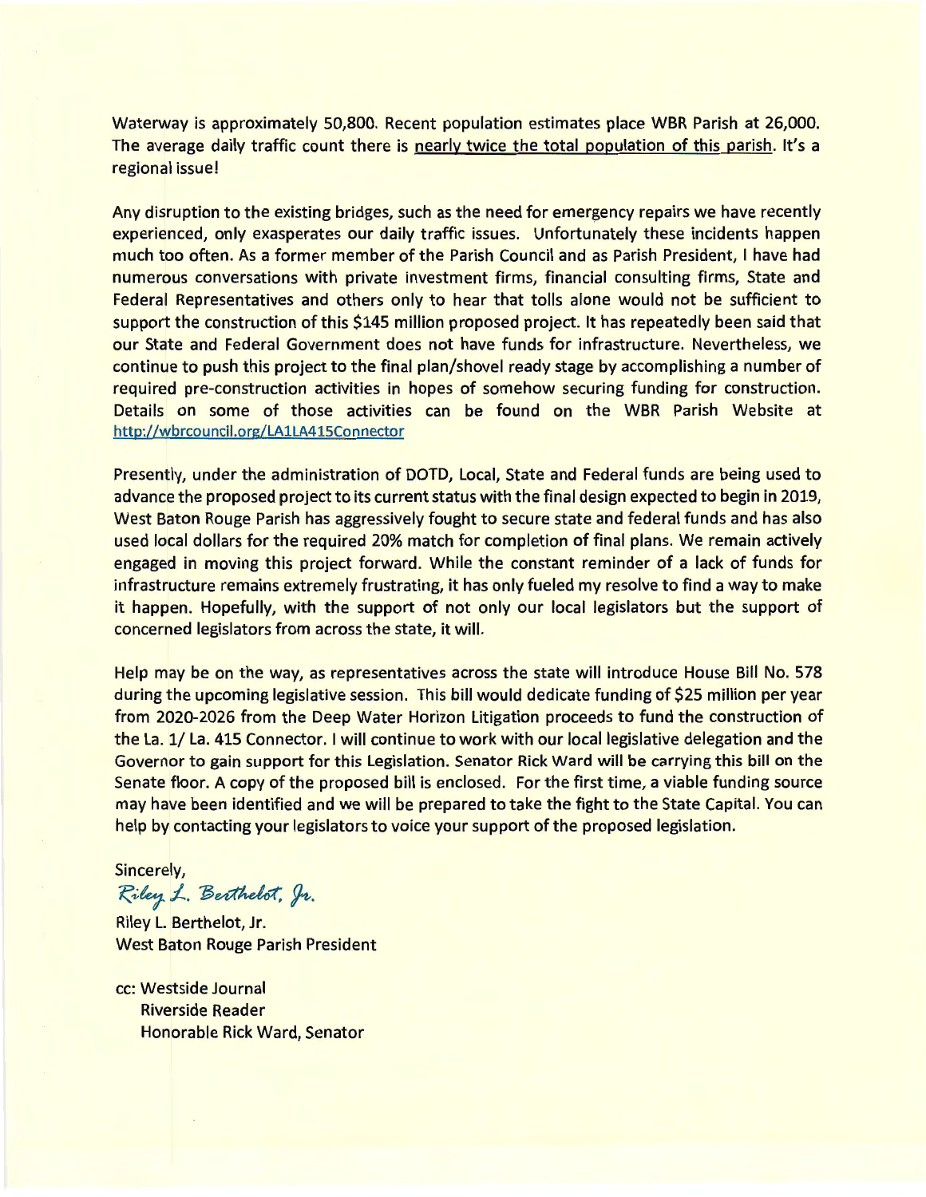Waterway is approximately 50,800. Recent population estimates place WBR Parish at 26,000. The average daily traffic count there is nearly twice the total population of this parish. It's a regional issue!

Any disruption to the existing bridges, such as the need for emergency repairs we have recently experienced, only exasperates our daily traffic issues. Unfortunately these incidents happen much too often. As a former member of the Parish Council and as Parish President, I have had numerous conversations with private investment firms, financial consulting firms, State and Federal Representatives and others only to hear that tolls alone would not be sufficient to support the construction of this $145 million proposed project. It has repeatedly been said that our State and Federal Government does not have funds for infrastructure. Nevertheless, we continue to push this project to the final plan/shovel ready stage by accomplishing a number of required pre-construction activities in hopes of somehow securing funding for construction. Details on some of those activities can be found on the WBR Parish Website at http://wbrcouncil.org/LA1LA415Connector

Presently, under the administration of DOTD, Local, State and Federal funds are being used to advance the proposed project to its current status with the final design expected to begin in 2019, West Baton Rouge Parish has aggressively fought to secure state and federal funds and has also used local dollars for the required 20% match for completion of final plans. We remain actively engaged in moving this project forward. While the constant reminder of a lack of funds for infrastructure remains extremely frustrating, it has only fueled my resolve to find a way to make it happen. Hopefully, with the support of not only our local legislators but the support of concerned legislators from across the state, it will.

Help may be on the way, as representatives across the state will introduce House Bill No. 578 during the upcoming legislative session. This bill would dedicate funding of $25 million per year from 2020-2026 from the Deep Water Horizon Litigation proceeds to fund the construction of the La. 1/ La. 415 Connector. I will continue to work with our local legislative delegation and the Governor to gain support for this Legislation. Senator Rick Ward will be carrying this bill on the Senate floor. A copy of the proposed bill is enclosed. For the first time, a viable funding source may have been identified and we will be prepared to take the fight to the State Capital. You can help by contacting your legislators to voice your support of the proposed legislation.

Sincerely,

*Riley L. Berthelot, Jr.*

Riley L. Berthelot, Jr.
West Baton Rouge Parish President

cc: Westside Journal
Riverside Reader
Honorable Rick Ward, Senator